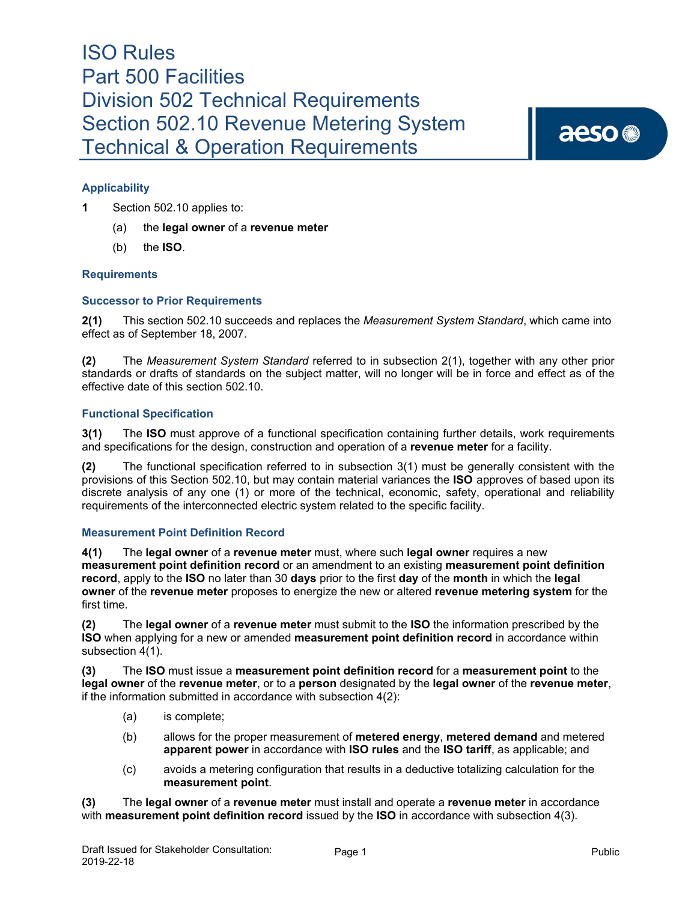# ISO Rules
# Part 500 Facilities
# Division 502 Technical Requirements
# Section 502.10 Revenue Metering System Technical & Operation Requirements

### Applicability

**1** Section 502.10 applies to:

(a) the **legal owner** of a **revenue meter**

(b) the **ISO**.

### Requirements

### Successor to Prior Requirements

**2(1)** This section 502.10 succeeds and replaces the *Measurement System Standard*, which came into effect as of September 18, 2007.

**(2)** The *Measurement System Standard* referred to in subsection 2(1), together with any other prior standards or drafts of standards on the subject matter, will no longer will be in force and effect as of the effective date of this section 502.10.

### Functional Specification

**3(1)** The **ISO** must approve of a functional specification containing further details, work requirements and specifications for the design, construction and operation of a **revenue meter** for a facility.

**(2)** The functional specification referred to in subsection 3(1) must be generally consistent with the provisions of this Section 502.10, but may contain material variances the **ISO** approves of based upon its discrete analysis of any one (1) or more of the technical, economic, safety, operational and reliability requirements of the interconnected electric system related to the specific facility.

### Measurement Point Definition Record

**4(1)** The **legal owner** of a **revenue meter** must, where such **legal owner** requires a new **measurement point definition record** or an amendment to an existing **measurement point definition record**, apply to the **ISO** no later than 30 **days** prior to the first **day** of the **month** in which the **legal owner** of the **revenue meter** proposes to energize the new or altered **revenue metering system** for the first time.

**(2)** The **legal owner** of a **revenue meter** must submit to the **ISO** the information prescribed by the **ISO** when applying for a new or amended **measurement point definition record** in accordance within subsection 4(1).

**(3)** The **ISO** must issue a **measurement point definition record** for a **measurement point** to the **legal owner** of the **revenue meter**, or to a **person** designated by the **legal owner** of the **revenue meter**, if the information submitted in accordance with subsection 4(2):

(a) is complete;

(b) allows for the proper measurement of **metered energy**, **metered demand** and metered **apparent power** in accordance with **ISO rules** and the **ISO tariff**, as applicable; and

(c) avoids a metering configuration that results in a deductive totalizing calculation for the **measurement point**.

**(3)** The **legal owner** of a **revenue meter** must install and operate a **revenue meter** in accordance with **measurement point definition record** issued by the **ISO** in accordance with subsection 4(3).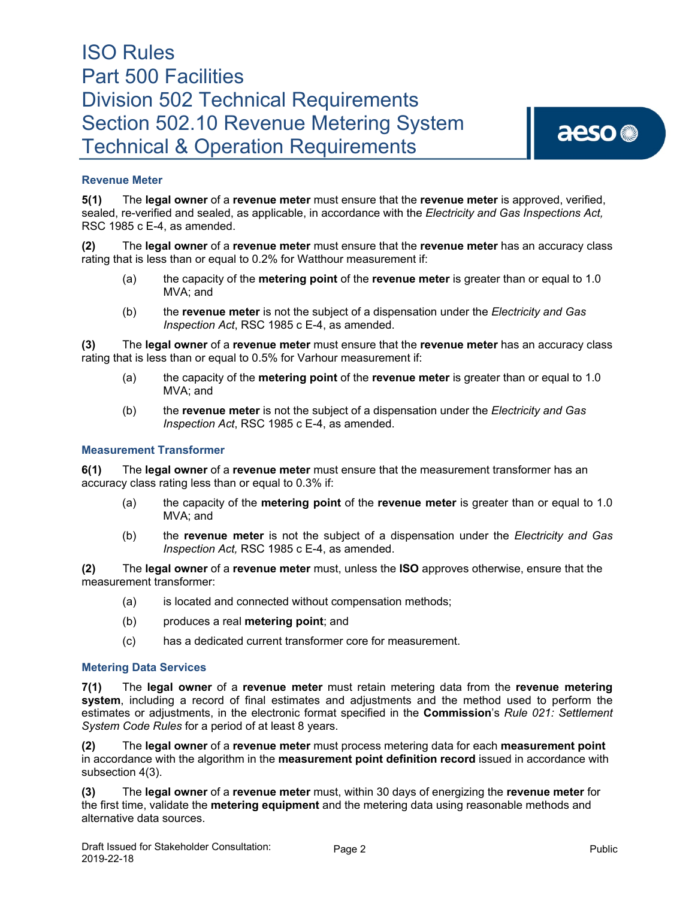### Revenue Meter

**5(1)** The **legal owner** of a **revenue meter** must ensure that the **revenue meter** is approved, verified, sealed, re-verified and sealed, as applicable, in accordance with the *Electricity and Gas Inspections Act,* RSC 1985 c E-4, as amended.

**(2)** The **legal owner** of a **revenue meter** must ensure that the **revenue meter** has an accuracy class rating that is less than or equal to 0.2% for Watthour measurement if:

(a) the capacity of the **metering point** of the **revenue meter** is greater than or equal to 1.0 MVA; and

(b) the **revenue meter** is not the subject of a dispensation under the *Electricity and Gas Inspection Act*, RSC 1985 c E-4, as amended.

**(3)** The **legal owner** of a **revenue meter** must ensure that the **revenue meter** has an accuracy class rating that is less than or equal to 0.5% for Varhour measurement if:

(a) the capacity of the **metering point** of the **revenue meter** is greater than or equal to 1.0 MVA; and

(b) the **revenue meter** is not the subject of a dispensation under the *Electricity and Gas Inspection Act*, RSC 1985 c E-4, as amended.

### Measurement Transformer

**6(1)** The **legal owner** of a **revenue meter** must ensure that the measurement transformer has an accuracy class rating less than or equal to 0.3% if:

(a) the capacity of the **metering point** of the **revenue meter** is greater than or equal to 1.0 MVA; and

(b) the **revenue meter** is not the subject of a dispensation under the *Electricity and Gas Inspection Act,* RSC 1985 c E-4, as amended.

**(2)** The **legal owner** of a **revenue meter** must, unless the **ISO** approves otherwise, ensure that the measurement transformer:

(a) is located and connected without compensation methods;

(b) produces a real **metering point**; and

(c) has a dedicated current transformer core for measurement.

### Metering Data Services

**7(1)** The **legal owner** of a **revenue meter** must retain metering data from the **revenue metering system**, including a record of final estimates and adjustments and the method used to perform the estimates or adjustments, in the electronic format specified in the **Commission**'s *Rule 021: Settlement System Code Rules* for a period of at least 8 years.

**(2)** The **legal owner** of a **revenue meter** must process metering data for each **measurement point** in accordance with the algorithm in the **measurement point definition record** issued in accordance with subsection 4(3).

**(3)** The **legal owner** of a **revenue meter** must, within 30 days of energizing the **revenue meter** for the first time, validate the **metering equipment** and the metering data using reasonable methods and alternative data sources.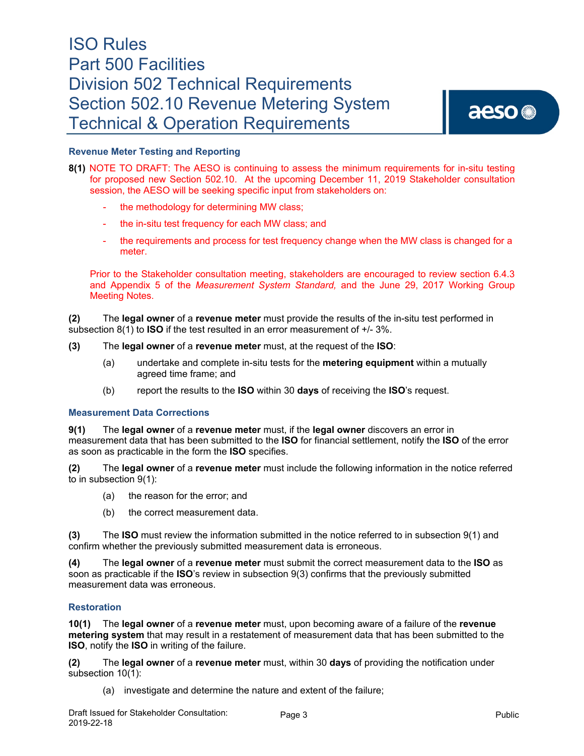### Revenue Meter Testing and Reporting

**8(1)** NOTE TO DRAFT: The AESO is continuing to assess the minimum requirements for in-situ testing for proposed new Section 502.10. At the upcoming December 11, 2019 Stakeholder consultation session, the AESO will be seeking specific input from stakeholders on:

- the methodology for determining MW class;
- the in-situ test frequency for each MW class; and
- the requirements and process for test frequency change when the MW class is changed for a meter.

Prior to the Stakeholder consultation meeting, stakeholders are encouraged to review section 6.4.3 and Appendix 5 of the *Measurement System Standard,* and the June 29, 2017 Working Group Meeting Notes.

**(2)** The **legal owner** of a **revenue meter** must provide the results of the in-situ test performed in subsection 8(1) to **ISO** if the test resulted in an error measurement of +/- 3%.

**(3)** The **legal owner** of a **revenue meter** must, at the request of the **ISO**:

(a) undertake and complete in-situ tests for the **metering equipment** within a mutually agreed time frame; and

(b) report the results to the **ISO** within 30 **days** of receiving the **ISO**'s request.

### Measurement Data Corrections

**9(1)** The **legal owner** of a **revenue meter** must, if the **legal owner** discovers an error in measurement data that has been submitted to the **ISO** for financial settlement, notify the **ISO** of the error as soon as practicable in the form the **ISO** specifies.

**(2)** The **legal owner** of a **revenue meter** must include the following information in the notice referred to in subsection 9(1):

(a) the reason for the error; and

(b) the correct measurement data.

**(3)** The **ISO** must review the information submitted in the notice referred to in subsection 9(1) and confirm whether the previously submitted measurement data is erroneous.

**(4)** The **legal owner** of a **revenue meter** must submit the correct measurement data to the **ISO** as soon as practicable if the **ISO**'s review in subsection 9(3) confirms that the previously submitted measurement data was erroneous.

### Restoration

**10(1)** The **legal owner** of a **revenue meter** must, upon becoming aware of a failure of the **revenue metering system** that may result in a restatement of measurement data that has been submitted to the **ISO**, notify the **ISO** in writing of the failure.

**(2)** The **legal owner** of a **revenue meter** must, within 30 **days** of providing the notification under subsection 10(1):

(a) investigate and determine the nature and extent of the failure;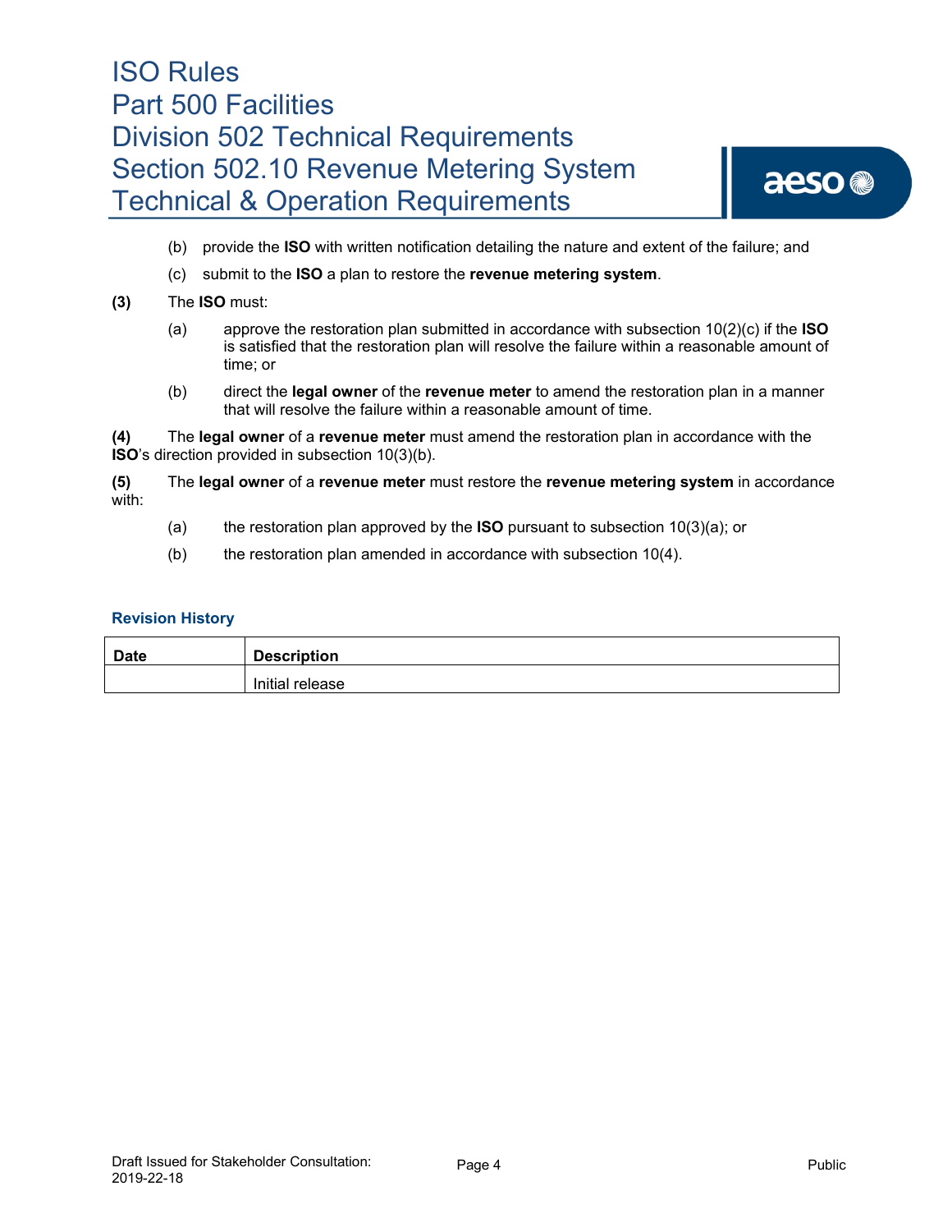(b) provide the **ISO** with written notification detailing the nature and extent of the failure; and

(c) submit to the **ISO** a plan to restore the **revenue metering system**.

**(3)** The **ISO** must:

(a) approve the restoration plan submitted in accordance with subsection 10(2)(c) if the **ISO** is satisfied that the restoration plan will resolve the failure within a reasonable amount of time; or

(b) direct the **legal owner** of the **revenue meter** to amend the restoration plan in a manner that will resolve the failure within a reasonable amount of time.

**(4)** The **legal owner** of a **revenue meter** must amend the restoration plan in accordance with the **ISO**'s direction provided in subsection 10(3)(b).

**(5)** The **legal owner** of a **revenue meter** must restore the **revenue metering system** in accordance with:

(a) the restoration plan approved by the **ISO** pursuant to subsection 10(3)(a); or

(b) the restoration plan amended in accordance with subsection 10(4).

### Revision History

| Date | Description |
|---|---|
| | Initial release |